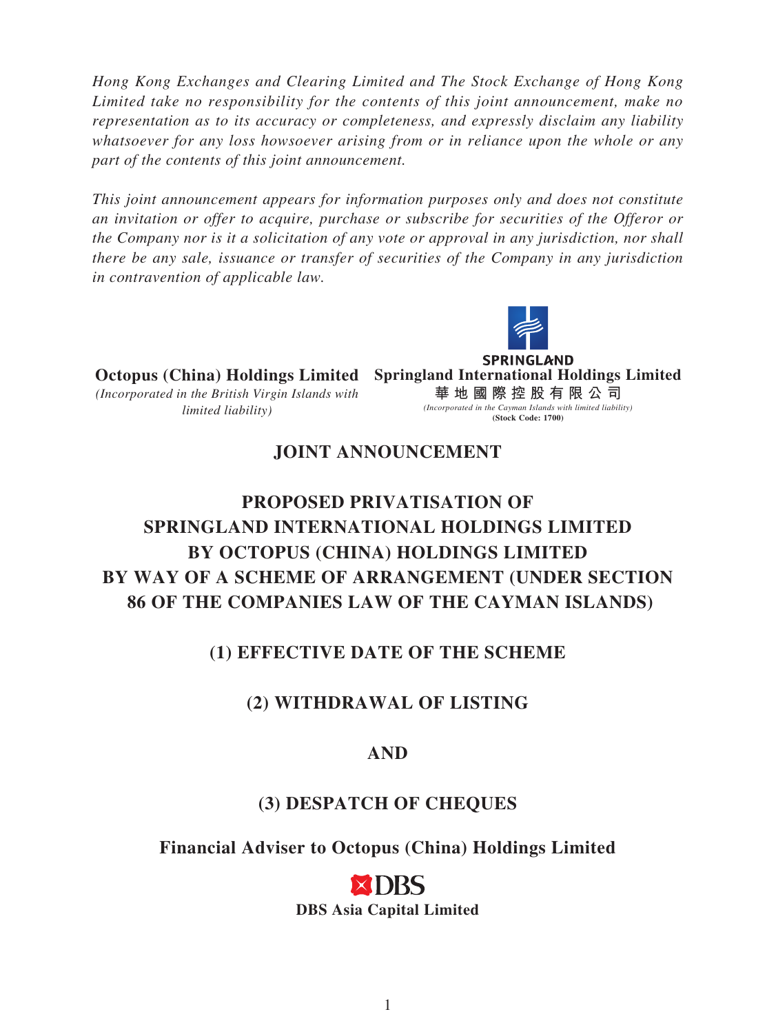*Hong Kong Exchanges and Clearing Limited and The Stock Exchange of Hong Kong Limited take no responsibility for the contents of this joint announcement, make no representation as to its accuracy or completeness, and expressly disclaim any liability whatsoever for any loss howsoever arising from or in reliance upon the whole or any part of the contents of this joint announcement.*

*This joint announcement appears for information purposes only and does not constitute an invitation or offer to acquire, purchase or subscribe for securities of the Offeror or the Company nor is it a solicitation of any vote or approval in any jurisdiction, nor shall there be any sale, issuance or transfer of securities of the Company in any jurisdiction in contravention of applicable law.*

**Octopus (China) Holdings Limited**
*(Incorporated in the British Virgin Islands with limited liability)*

SPRINGLAND
**Springland International Holdings Limited**
**華地國際控股有限公司**
*(Incorporated in the Cayman Islands with limited liability)*
**(Stock Code: 1700)**

# JOINT ANNOUNCEMENT

# PROPOSED PRIVATISATION OF SPRINGLAND INTERNATIONAL HOLDINGS LIMITED BY OCTOPUS (CHINA) HOLDINGS LIMITED BY WAY OF A SCHEME OF ARRANGEMENT (UNDER SECTION 86 OF THE COMPANIES LAW OF THE CAYMAN ISLANDS)

## (1) EFFECTIVE DATE OF THE SCHEME

## (2) WITHDRAWAL OF LISTING

## AND

## (3) DESPATCH OF CHEQUES

**Financial Adviser to Octopus (China) Holdings Limited**

DBS
**DBS Asia Capital Limited**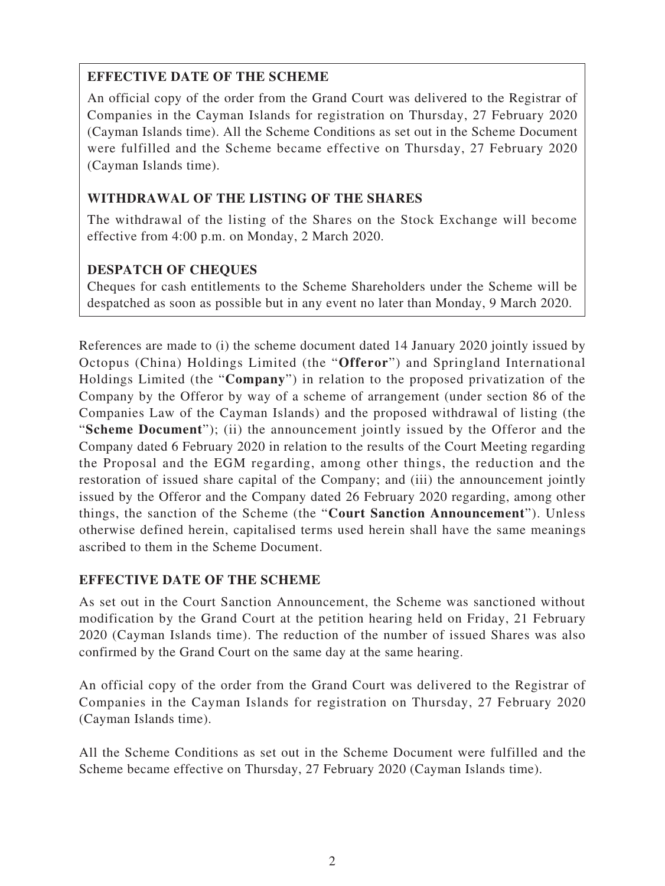**EFFECTIVE DATE OF THE SCHEME**

An official copy of the order from the Grand Court was delivered to the Registrar of Companies in the Cayman Islands for registration on Thursday, 27 February 2020 (Cayman Islands time). All the Scheme Conditions as set out in the Scheme Document were fulfilled and the Scheme became effective on Thursday, 27 February 2020 (Cayman Islands time).

**WITHDRAWAL OF THE LISTING OF THE SHARES**

The withdrawal of the listing of the Shares on the Stock Exchange will become effective from 4:00 p.m. on Monday, 2 March 2020.

**DESPATCH OF CHEQUES**

Cheques for cash entitlements to the Scheme Shareholders under the Scheme will be despatched as soon as possible but in any event no later than Monday, 9 March 2020.

References are made to (i) the scheme document dated 14 January 2020 jointly issued by Octopus (China) Holdings Limited (the "**Offeror**") and Springland International Holdings Limited (the "**Company**") in relation to the proposed privatization of the Company by the Offeror by way of a scheme of arrangement (under section 86 of the Companies Law of the Cayman Islands) and the proposed withdrawal of listing (the "**Scheme Document**"); (ii) the announcement jointly issued by the Offeror and the Company dated 6 February 2020 in relation to the results of the Court Meeting regarding the Proposal and the EGM regarding, among other things, the reduction and the restoration of issued share capital of the Company; and (iii) the announcement jointly issued by the Offeror and the Company dated 26 February 2020 regarding, among other things, the sanction of the Scheme (the "**Court Sanction Announcement**"). Unless otherwise defined herein, capitalised terms used herein shall have the same meanings ascribed to them in the Scheme Document.

## EFFECTIVE DATE OF THE SCHEME

As set out in the Court Sanction Announcement, the Scheme was sanctioned without modification by the Grand Court at the petition hearing held on Friday, 21 February 2020 (Cayman Islands time). The reduction of the number of issued Shares was also confirmed by the Grand Court on the same day at the same hearing.

An official copy of the order from the Grand Court was delivered to the Registrar of Companies in the Cayman Islands for registration on Thursday, 27 February 2020 (Cayman Islands time).

All the Scheme Conditions as set out in the Scheme Document were fulfilled and the Scheme became effective on Thursday, 27 February 2020 (Cayman Islands time).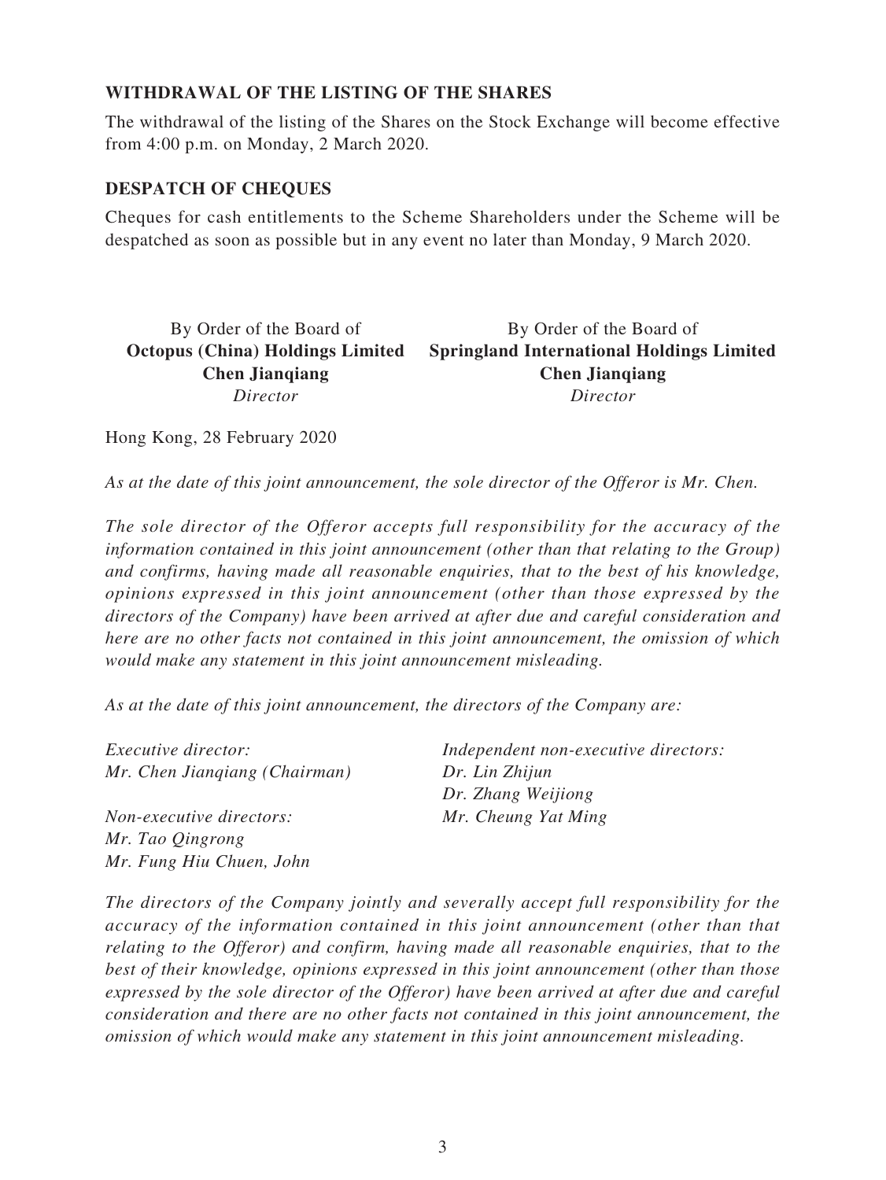## WITHDRAWAL OF THE LISTING OF THE SHARES

The withdrawal of the listing of the Shares on the Stock Exchange will become effective from 4:00 p.m. on Monday, 2 March 2020.

## DESPATCH OF CHEQUES

Cheques for cash entitlements to the Scheme Shareholders under the Scheme will be despatched as soon as possible but in any event no later than Monday, 9 March 2020.

| | |
|---|---|
| By Order of the Board of | By Order of the Board of |
| **Octopus (China) Holdings Limited** | **Springland International Holdings Limited** |
| **Chen Jianqiang** | **Chen Jianqiang** |
| *Director* | *Director* |

Hong Kong, 28 February 2020

*As at the date of this joint announcement, the sole director of the Offeror is Mr. Chen.*

*The sole director of the Offeror accepts full responsibility for the accuracy of the information contained in this joint announcement (other than that relating to the Group) and confirms, having made all reasonable enquiries, that to the best of his knowledge, opinions expressed in this joint announcement (other than those expressed by the directors of the Company) have been arrived at after due and careful consideration and here are no other facts not contained in this joint announcement, the omission of which would make any statement in this joint announcement misleading.*

*As at the date of this joint announcement, the directors of the Company are:*

*Executive director:*
*Mr. Chen Jianqiang (Chairman)*

*Non-executive directors:*
*Mr. Tao Qingrong*
*Mr. Fung Hiu Chuen, John*

*Independent non-executive directors:*
*Dr. Lin Zhijun*
*Dr. Zhang Weijiong*
*Mr. Cheung Yat Ming*

*The directors of the Company jointly and severally accept full responsibility for the accuracy of the information contained in this joint announcement (other than that relating to the Offeror) and confirm, having made all reasonable enquiries, that to the best of their knowledge, opinions expressed in this joint announcement (other than those expressed by the sole director of the Offeror) have been arrived at after due and careful consideration and there are no other facts not contained in this joint announcement, the omission of which would make any statement in this joint announcement misleading.*